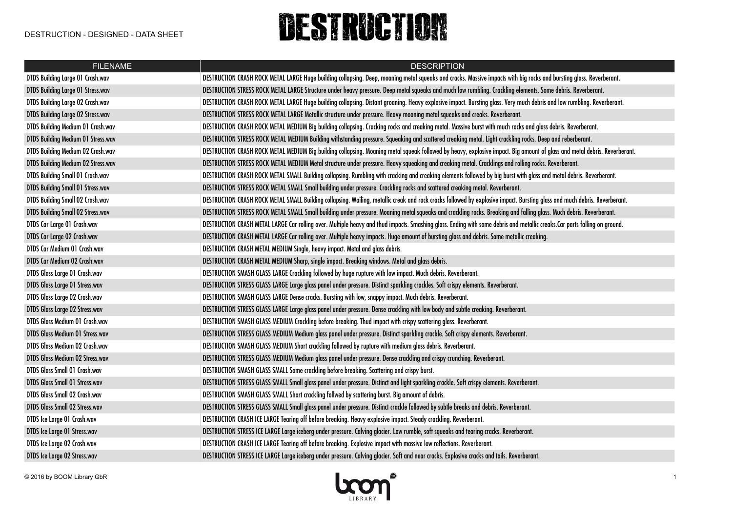# DESTRUCTION

DESTRUCTION - DESIGNED - DATA SHEET

| FILENAME | DESCRIPTION |
|---|---|
| DTDS Building Large 01 Crash.wav | DESTRUCTION CRASH ROCK METAL LARGE Huge building collapsing. Deep, moaning metal squeaks and cracks. Massive impacts with big rocks and bursting glass. Reverberant. |
| DTDS Building Large 01 Stress.wav | DESTRUCTION STRESS ROCK METAL LARGE Structure under heavy pressure. Deep metal squeaks and much low rumbling. Crackling elements. Some debris. Reverberant. |
| DTDS Building Large 02 Crash.wav | DESTRUCTION CRASH ROCK METAL LARGE Huge building collapsing. Distant groaning. Heavy explosive impact. Bursting glass. Very much debris and low rumbling. Reverberant. |
| DTDS Building Large 02 Stress.wav | DESTRUCTION STRESS ROCK METAL LARGE Metallic structure under pressure. Heavy moaning metal squeaks and creaks. Reverberant. |
| DTDS Building Medium 01 Crash.wav | DESTRUCTION CRASH ROCK METAL MEDIUM Big building collapsing. Cracking rocks and creaking metal. Massive burst with much rocks and glass debris. Reverberant. |
| DTDS Building Medium 01 Stress.wav | DESTRUCTION STRESS ROCK METAL MEDIUM Building withstanding pressure. Squeaking and scattered creaking metal. Light crackling rocks. Deep and reberberant. |
| DTDS Building Medium 02 Crash.wav | DESTRUCTION CRASH ROCK METAL MEDIUM Big building collapsing. Moaning metal squeak followed by heavy, explosive impact. Big amount of glass and metal debris. Reverberant. |
| DTDS Building Medium 02 Stress.wav | DESTRUCTION STRESS ROCK METAL MEDIUM Metal structure under pressure. Heavy squeaking and creaking metal. Cracklings and rolling rocks. Reverberant. |
| DTDS Building Small 01 Crash.wav | DESTRUCTION CRASH ROCK METAL SMALL Building collapsing. Rumbling with cracking and creaking elements followed by big burst with glass and metal debris. Reverberant. |
| DTDS Building Small 01 Stress.wav | DESTRUCTION STRESS ROCK METAL SMALL Small building under pressure. Crackling rocks and scattered creaking metal. Reverberant. |
| DTDS Building Small 02 Crash.wav | DESTRUCTION CRASH ROCK METAL SMALL Building collapsing. Wailing, metallic creak and rock cracks followed by explosive impact. Bursting glass and much debris. Reverberant. |
| DTDS Building Small 02 Stress.wav | DESTRUCTION STRESS ROCK METAL SMALL Small building under pressure. Moaning metal squeaks and crackling rocks. Breaking and falling glass. Much debris. Reverberant. |
| DTDS Car Large 01 Crash.wav | DESTRUCTION CRASH METAL LARGE Car rolling over. Multiple heavy and thud impacts. Smashing glass. Ending with some debris and metallic creaks.Car parts falling on ground. |
| DTDS Car Large 02 Crash.wav | DESTRUCTION CRASH METAL LARGE Car rolling over. Multiple heavy impacts. Huge amount of bursting glass and debris. Some metallic creaking. |
| DTDS Car Medium 01 Crash.wav | DESTRUCTION CRASH METAL MEDIUM Single, heavy impact. Metal and glass debris. |
| DTDS Car Medium 02 Crash.wav | DESTRUCTION CRASH METAL MEDIUM Sharp, single impact. Breaking windows. Metal and glass debris. |
| DTDS Glass Large 01 Crash.wav | DESTRUCTION SMASH GLASS LARGE Crackling followed by huge rupture with low impact. Much debris. Reverberant. |
| DTDS Glass Large 01 Stress.wav | DESTRUCTION STRESS GLASS LARGE Large glass panel under pressure. Distinct sparkling crackles. Soft crispy elements. Reverberant. |
| DTDS Glass Large 02 Crash.wav | DESTRUCTION SMASH GLASS LARGE Dense cracks. Bursting with low, snappy impact. Much debris. Reverberant. |
| DTDS Glass Large 02 Stress.wav | DESTRUCTION STRESS GLASS LARGE Large glass panel under pressure. Dense crackling with low body and subtle creaking. Reverberant. |
| DTDS Glass Medium 01 Crash.wav | DESTRUCTION SMASH GLASS MEDIUM Crackling before breaking. Thud impact with crispy scattering glass. Reverberant. |
| DTDS Glass Medium 01 Stress.wav | DESTRUCTION STRESS GLASS MEDIUM Medium glass panel under pressure. Distinct sparkling crackle. Soft crispy elements. Reverberant. |
| DTDS Glass Medium 02 Crash.wav | DESTRUCTION SMASH GLASS MEDIUM Short crackling followed by rupture with medium glass debris. Reverberant. |
| DTDS Glass Medium 02 Stress.wav | DESTRUCTION STRESS GLASS MEDIUM Medium glass panel under pressure. Dense crackling and crispy crunching. Reverberant. |
| DTDS Glass Small 01 Crash.wav | DESTRUCTION SMASH GLASS SMALL Some crackling before breaking. Scattering and crispy burst. |
| DTDS Glass Small 01 Stress.wav | DESTRUCTION STRESS GLASS SMALL Small glass panel under pressure. Distinct and light sparkling crackle. Soft crispy elements. Reverberant. |
| DTDS Glass Small 02 Crash.wav | DESTRUCTION SMASH GLASS SMALL Short crackling follwed by scattering burst. Big amount of debris. |
| DTDS Glass Small 02 Stress.wav | DESTRUCTION STRESS GLASS SMALL Small glass panel under pressure. Distinct crackle followed by subtle breaks and debris. Reverberant. |
| DTDS Ice Large 01 Crash.wav | DESTRUCTION CRASH ICE LARGE Tearing off before breaking. Heavy explosive impact. Steady crackling. Reverberant. |
| DTDS Ice Large 01 Stress.wav | DESTRUCTION STRESS ICE LARGE Large iceberg under pressure. Calving glacier. Low rumble, soft squeaks and tearing cracks. Reverberant. |
| DTDS Ice Large 02 Crash.wav | DESTRUCTION CRASH ICE LARGE Tearing off before breaking. Explosive impact with massive low reflections. Reverberant. |
| DTDS Ice Large 02 Stress.wav | DESTRUCTION STRESS ICE LARGE Large iceberg under pressure. Calving glacier. Soft and near cracks. Explosive cracks and tails. Reverberant. |

© 2016 by BOOM Library GbR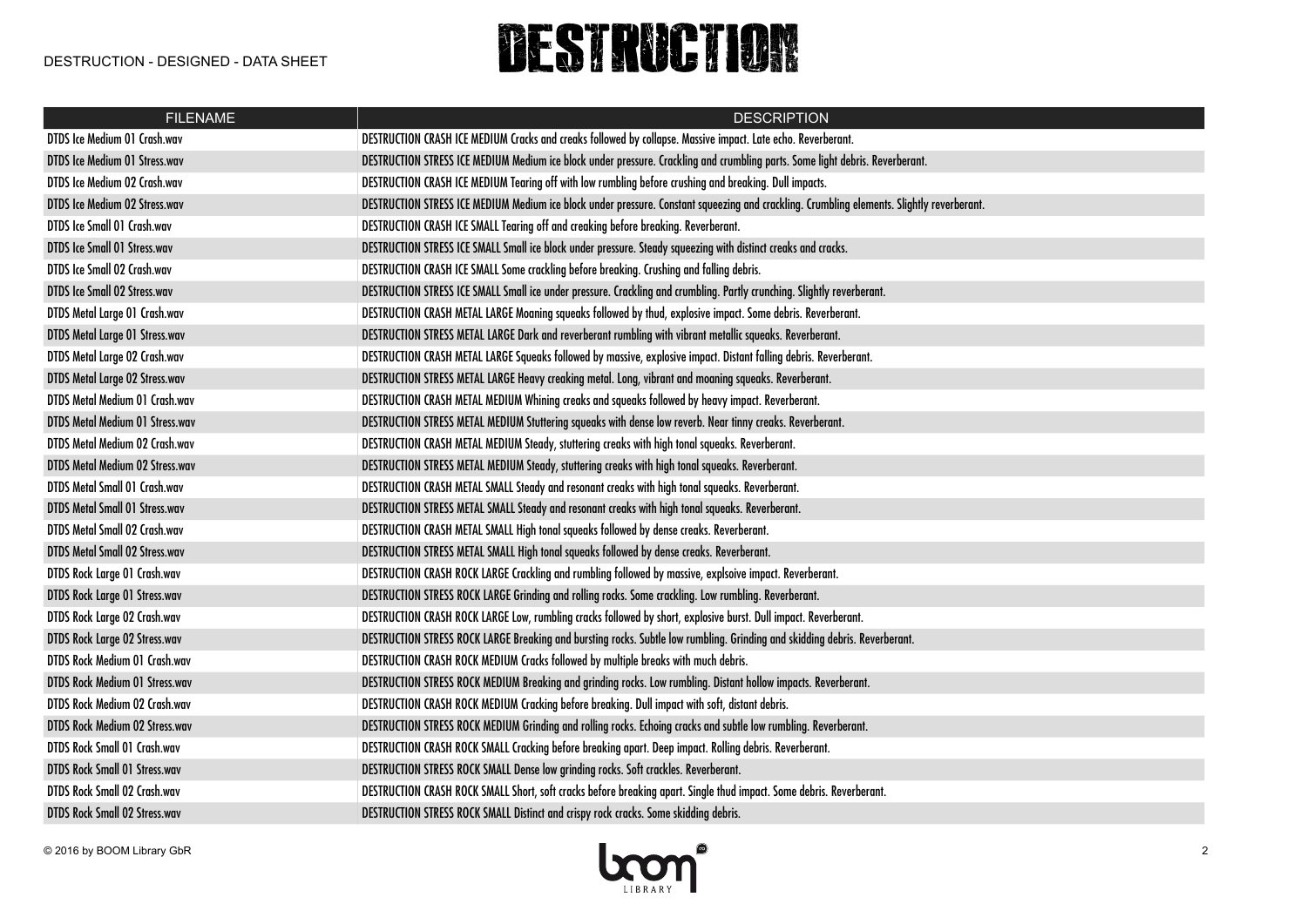| FILENAME | DESCRIPTION |
|---|---|
| DTDS Ice Medium 01 Crash.wav | DESTRUCTION CRASH ICE MEDIUM Cracks and creaks followed by collapse. Massive impact. Late echo. Reverberant. |
| DTDS Ice Medium 01 Stress.wav | DESTRUCTION STRESS ICE MEDIUM Medium ice block under pressure. Crackling and crumbling parts. Some light debris. Reverberant. |
| DTDS Ice Medium 02 Crash.wav | DESTRUCTION CRASH ICE MEDIUM Tearing off with low rumbling before crushing and breaking. Dull impacts. |
| DTDS Ice Medium 02 Stress.wav | DESTRUCTION STRESS ICE MEDIUM Medium ice block under pressure. Constant squeezing and crackling. Crumbling elements. Slightly reverberant. |
| DTDS Ice Small 01 Crash.wav | DESTRUCTION CRASH ICE SMALL Tearing off and creaking before breaking. Reverberant. |
| DTDS Ice Small 01 Stress.wav | DESTRUCTION STRESS ICE SMALL Small ice block under pressure. Steady squeezing with distinct creaks and cracks. |
| DTDS Ice Small 02 Crash.wav | DESTRUCTION CRASH ICE SMALL Some crackling before breaking. Crushing and falling debris. |
| DTDS Ice Small 02 Stress.wav | DESTRUCTION STRESS ICE SMALL Small ice under pressure. Crackling and crumbling. Partly crunching. Slightly reverberant. |
| DTDS Metal Large 01 Crash.wav | DESTRUCTION CRASH METAL LARGE Moaning squeaks followed by thud, explosive impact. Some debris. Reverberant. |
| DTDS Metal Large 01 Stress.wav | DESTRUCTION STRESS METAL LARGE Dark and reverberant rumbling with vibrant metallic squeaks. Reverberant. |
| DTDS Metal Large 02 Crash.wav | DESTRUCTION CRASH METAL LARGE Squeaks followed by massive, explosive impact. Distant falling debris. Reverberant. |
| DTDS Metal Large 02 Stress.wav | DESTRUCTION STRESS METAL LARGE Heavy creaking metal. Long, vibrant and moaning squeaks. Reverberant. |
| DTDS Metal Medium 01 Crash.wav | DESTRUCTION CRASH METAL MEDIUM Whining creaks and squeaks followed by heavy impact. Reverberant. |
| DTDS Metal Medium 01 Stress.wav | DESTRUCTION STRESS METAL MEDIUM Stuttering squeaks with dense low reverb. Near tinny creaks. Reverberant. |
| DTDS Metal Medium 02 Crash.wav | DESTRUCTION CRASH METAL MEDIUM Steady, stuttering creaks with high tonal squeaks. Reverberant. |
| DTDS Metal Medium 02 Stress.wav | DESTRUCTION STRESS METAL MEDIUM Steady, stuttering creaks with high tonal squeaks. Reverberant. |
| DTDS Metal Small 01 Crash.wav | DESTRUCTION CRASH METAL SMALL Steady and resonant creaks with high tonal squeaks. Reverberant. |
| DTDS Metal Small 01 Stress.wav | DESTRUCTION STRESS METAL SMALL Steady and resonant creaks with high tonal squeaks. Reverberant. |
| DTDS Metal Small 02 Crash.wav | DESTRUCTION CRASH METAL SMALL High tonal squeaks followed by dense creaks. Reverberant. |
| DTDS Metal Small 02 Stress.wav | DESTRUCTION STRESS METAL SMALL High tonal squeaks followed by dense creaks. Reverberant. |
| DTDS Rock Large 01 Crash.wav | DESTRUCTION CRASH ROCK LARGE Crackling and rumbling followed by massive, explsoive impact. Reverberant. |
| DTDS Rock Large 01 Stress.wav | DESTRUCTION STRESS ROCK LARGE Grinding and rolling rocks. Some crackling. Low rumbling. Reverberant. |
| DTDS Rock Large 02 Crash.wav | DESTRUCTION CRASH ROCK LARGE Low, rumbling cracks followed by short, explosive burst. Dull impact. Reverberant. |
| DTDS Rock Large 02 Stress.wav | DESTRUCTION STRESS ROCK LARGE Breaking and bursting rocks. Subtle low rumbling. Grinding and skidding debris. Reverberant. |
| DTDS Rock Medium 01 Crash.wav | DESTRUCTION CRASH ROCK MEDIUM Cracks followed by multiple breaks with much debris. |
| DTDS Rock Medium 01 Stress.wav | DESTRUCTION STRESS ROCK MEDIUM Breaking and grinding rocks. Low rumbling. Distant hollow impacts. Reverberant. |
| DTDS Rock Medium 02 Crash.wav | DESTRUCTION CRASH ROCK MEDIUM Cracking before breaking. Dull impact with soft, distant debris. |
| DTDS Rock Medium 02 Stress.wav | DESTRUCTION STRESS ROCK MEDIUM Grinding and rolling rocks. Echoing cracks and subtle low rumbling. Reverberant. |
| DTDS Rock Small 01 Crash.wav | DESTRUCTION CRASH ROCK SMALL Cracking before breaking apart. Deep impact. Rolling debris. Reverberant. |
| DTDS Rock Small 01 Stress.wav | DESTRUCTION STRESS ROCK SMALL Dense low grinding rocks. Soft crackles. Reverberant. |
| DTDS Rock Small 02 Crash.wav | DESTRUCTION CRASH ROCK SMALL Short, soft cracks before breaking apart. Single thud impact. Some debris. Reverberant. |
| DTDS Rock Small 02 Stress.wav | DESTRUCTION STRESS ROCK SMALL Distinct and crispy rock cracks. Some skidding debris. |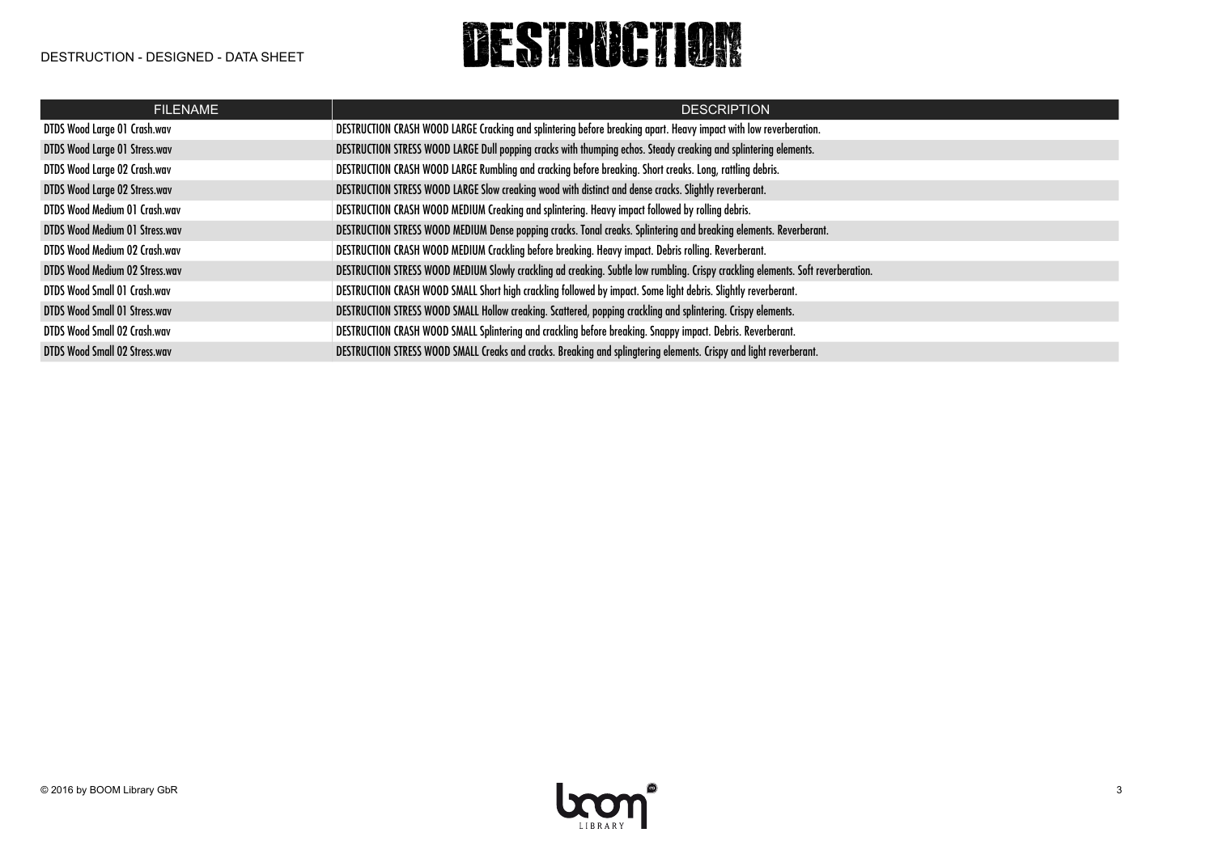DESTRUCTION - DESIGNED - DATA SHEET

# DESTRUCTION

| FILENAME | DESCRIPTION |
|---|---|
| DTDS Wood Large 01 Crash.wav | DESTRUCTION CRASH WOOD LARGE Cracking and splintering before breaking apart. Heavy impact with low reverberation. |
| DTDS Wood Large 01 Stress.wav | DESTRUCTION STRESS WOOD LARGE Dull popping cracks with thumping echos. Steady creaking and splintering elements. |
| DTDS Wood Large 02 Crash.wav | DESTRUCTION CRASH WOOD LARGE Rumbling and cracking before breaking. Short creaks. Long, rattling debris. |
| DTDS Wood Large 02 Stress.wav | DESTRUCTION STRESS WOOD LARGE Slow creaking wood with distinct and dense cracks. Slightly reverberant. |
| DTDS Wood Medium 01 Crash.wav | DESTRUCTION CRASH WOOD MEDIUM Creaking and splintering. Heavy impact followed by rolling debris. |
| DTDS Wood Medium 01 Stress.wav | DESTRUCTION STRESS WOOD MEDIUM Dense popping cracks. Tonal creaks. Splintering and breaking elements. Reverberant. |
| DTDS Wood Medium 02 Crash.wav | DESTRUCTION CRASH WOOD MEDIUM Crackling before breaking. Heavy impact. Debris rolling. Reverberant. |
| DTDS Wood Medium 02 Stress.wav | DESTRUCTION STRESS WOOD MEDIUM Slowly crackling ad creaking. Subtle low rumbling. Crispy crackling elements. Soft reverberation. |
| DTDS Wood Small 01 Crash.wav | DESTRUCTION CRASH WOOD SMALL Short high crackling followed by impact. Some light debris. Slightly reverberant. |
| DTDS Wood Small 01 Stress.wav | DESTRUCTION STRESS WOOD SMALL Hollow creaking. Scattered, popping crackling and splintering. Crispy elements. |
| DTDS Wood Small 02 Crash.wav | DESTRUCTION CRASH WOOD SMALL Splintering and crackling before breaking. Snappy impact. Debris. Reverberant. |
| DTDS Wood Small 02 Stress.wav | DESTRUCTION STRESS WOOD SMALL Creaks and cracks. Breaking and splingtering elements. Crispy and light reverberant. |

© 2016 by BOOM Library GbR